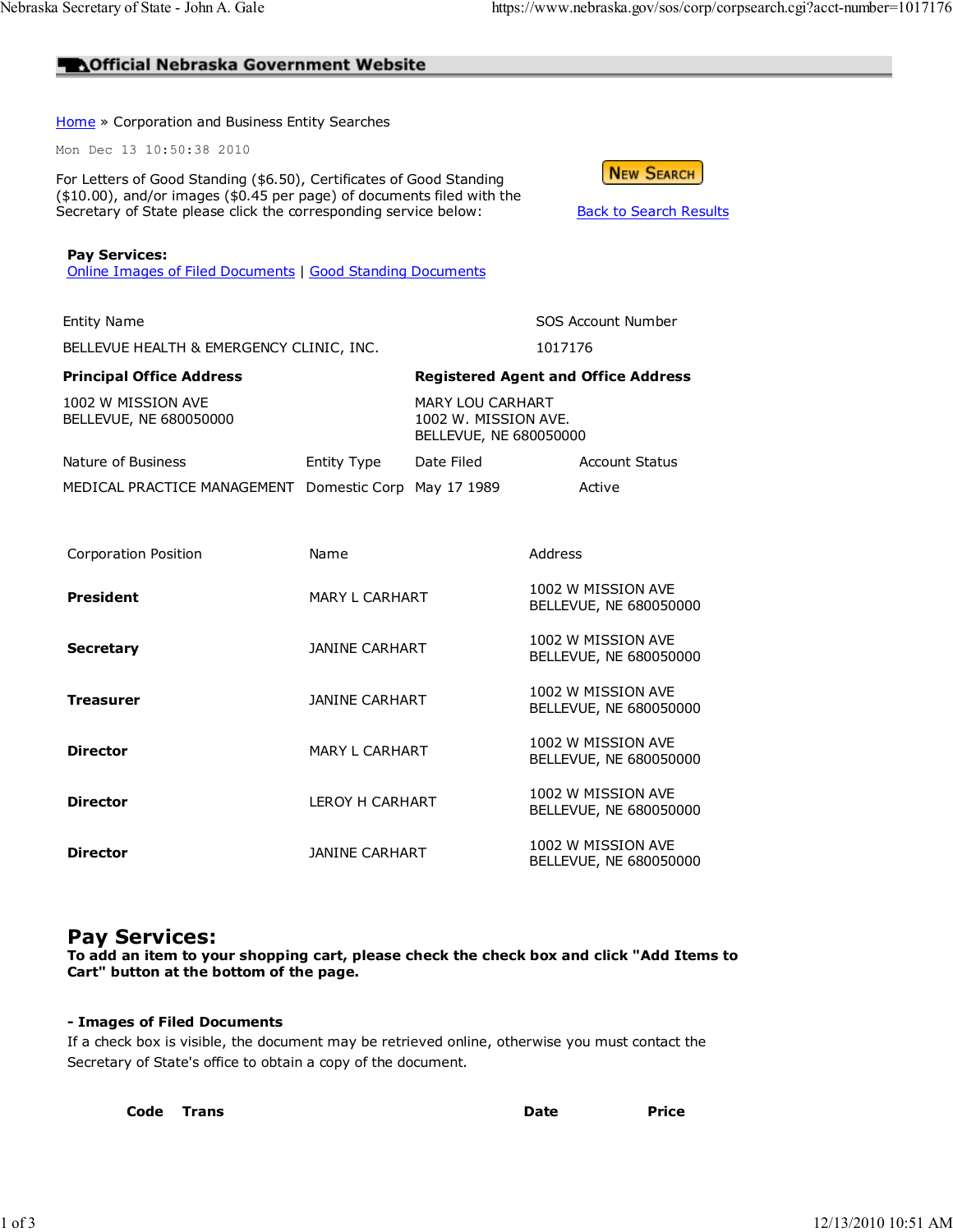**Official Nebraska Government Website**

Home » Corporation and Business Entity Searches

Mon Dec 13 10:50:38 2010

For Letters of Good Standing ($6.50), Certificates of Good Standing ($10.00), and/or images ($0.45 per page) of documents filed with the Secretary of State please click the corresponding service below:

NEW SEARCH

Back to Search Results

**Pay Services:**
Online Images of Filed Documents | Good Standing Documents

| Entity Name | SOS Account Number |
|---|---|
| BELLEVUE HEALTH & EMERGENCY CLINIC, INC. | 1017176 |

| **Principal Office Address** | **Registered Agent and Office Address** |
|---|---|
| 1002 W MISSION AVE<br>BELLEVUE, NE 680050000 | MARY LOU CARHART<br>1002 W. MISSION AVE.<br>BELLEVUE, NE 680050000 |

| Nature of Business | Entity Type | Date Filed | Account Status |
|---|---|---|---|
| MEDICAL PRACTICE MANAGEMENT | Domestic Corp | May 17 1989 | Active |

| Corporation Position | Name | Address |
|---|---|---|
| **President** | MARY L CARHART | 1002 W MISSION AVE<br>BELLEVUE, NE 680050000 |
| **Secretary** | JANINE CARHART | 1002 W MISSION AVE<br>BELLEVUE, NE 680050000 |
| **Treasurer** | JANINE CARHART | 1002 W MISSION AVE<br>BELLEVUE, NE 680050000 |
| **Director** | MARY L CARHART | 1002 W MISSION AVE<br>BELLEVUE, NE 680050000 |
| **Director** | LEROY H CARHART | 1002 W MISSION AVE<br>BELLEVUE, NE 680050000 |
| **Director** | JANINE CARHART | 1002 W MISSION AVE<br>BELLEVUE, NE 680050000 |

## Pay Services:

**To add an item to your shopping cart, please check the check box and click "Add Items to Cart" button at the bottom of the page.**

**- Images of Filed Documents**

If a check box is visible, the document may be retrieved online, otherwise you must contact the Secretary of State's office to obtain a copy of the document.

| Code | Trans | Date | Price |
|---|---|---|---|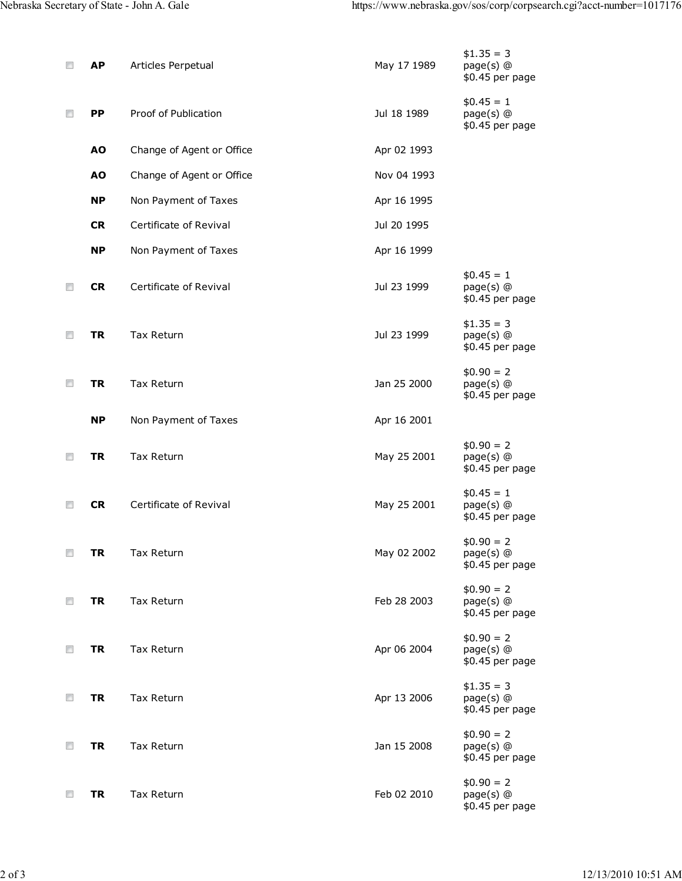| Code | Description | Date | Cost |
|---|---|---|---|
| **AP** | Articles Perpetual | May 17 1989 | $1.35 = 3 page(s) @ $0.45 per page |
| **PP** | Proof of Publication | Jul 18 1989 | $0.45 = 1 page(s) @ $0.45 per page |
| **AO** | Change of Agent or Office | Apr 02 1993 | |
| **AO** | Change of Agent or Office | Nov 04 1993 | |
| **NP** | Non Payment of Taxes | Apr 16 1995 | |
| **CR** | Certificate of Revival | Jul 20 1995 | |
| **NP** | Non Payment of Taxes | Apr 16 1999 | |
| **CR** | Certificate of Revival | Jul 23 1999 | $0.45 = 1 page(s) @ $0.45 per page |
| **TR** | Tax Return | Jul 23 1999 | $1.35 = 3 page(s) @ $0.45 per page |
| **TR** | Tax Return | Jan 25 2000 | $0.90 = 2 page(s) @ $0.45 per page |
| **NP** | Non Payment of Taxes | Apr 16 2001 | |
| **TR** | Tax Return | May 25 2001 | $0.90 = 2 page(s) @ $0.45 per page |
| **CR** | Certificate of Revival | May 25 2001 | $0.45 = 1 page(s) @ $0.45 per page |
| **TR** | Tax Return | May 02 2002 | $0.90 = 2 page(s) @ $0.45 per page |
| **TR** | Tax Return | Feb 28 2003 | $0.90 = 2 page(s) @ $0.45 per page |
| **TR** | Tax Return | Apr 06 2004 | $0.90 = 2 page(s) @ $0.45 per page |
| **TR** | Tax Return | Apr 13 2006 | $1.35 = 3 page(s) @ $0.45 per page |
| **TR** | Tax Return | Jan 15 2008 | $0.90 = 2 page(s) @ $0.45 per page |
| **TR** | Tax Return | Feb 02 2010 | $0.90 = 2 page(s) @ $0.45 per page |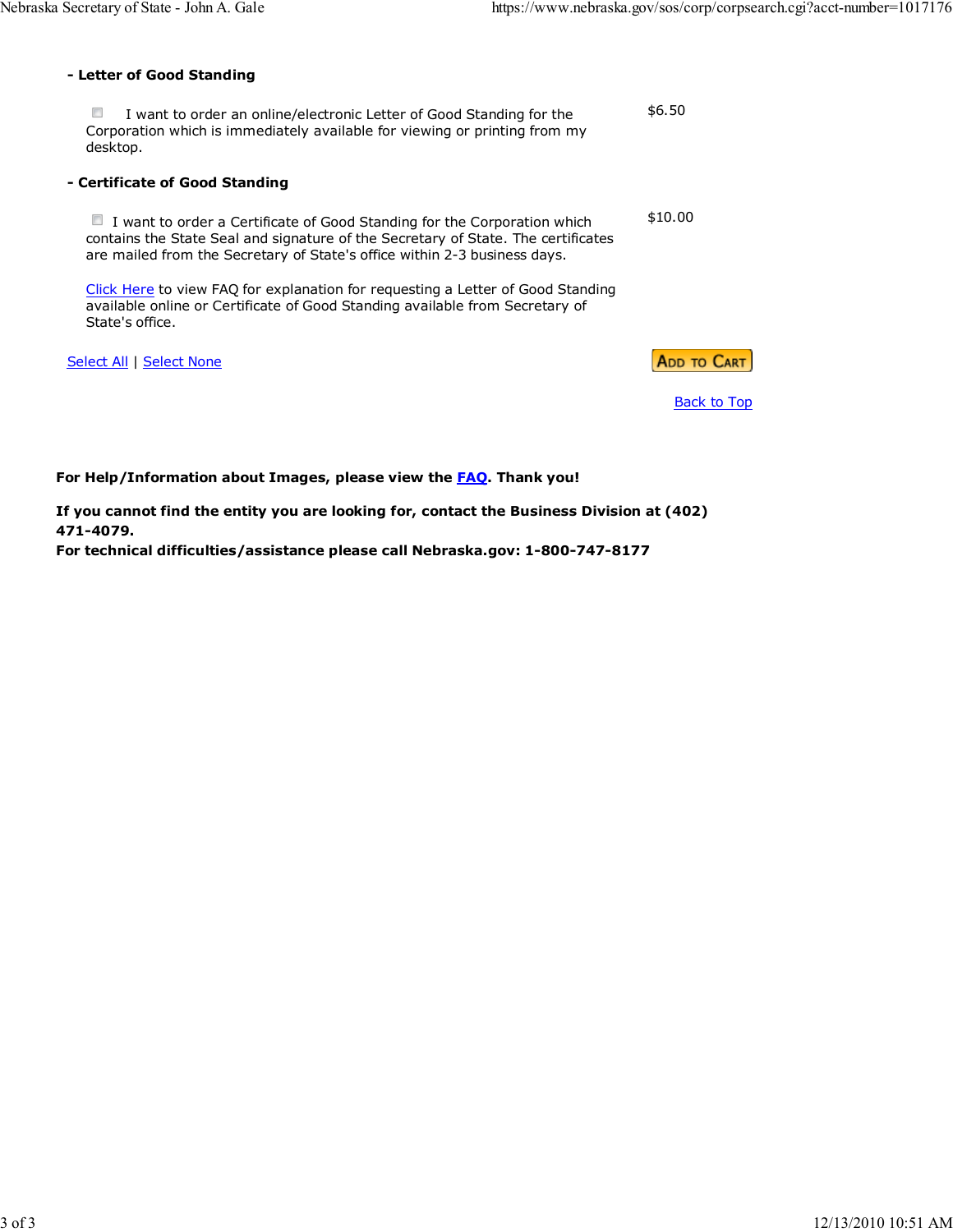**- Letter of Good Standing**

☐ I want to order an online/electronic Letter of Good Standing for the Corporation which is immediately available for viewing or printing from my desktop. — $6.50

**- Certificate of Good Standing**

☐ I want to order a Certificate of Good Standing for the Corporation which contains the State Seal and signature of the Secretary of State. The certificates are mailed from the Secretary of State's office within 2-3 business days. — $10.00

Click Here to view FAQ for explanation for requesting a Letter of Good Standing available online or Certificate of Good Standing available from Secretary of State's office.

Select All | Select None

Add to Cart

Back to Top

**For Help/Information about Images, please view the FAQ. Thank you!**

**If you cannot find the entity you are looking for, contact the Business Division at (402) 471-4079.**
**For technical difficulties/assistance please call Nebraska.gov: 1-800-747-8177**